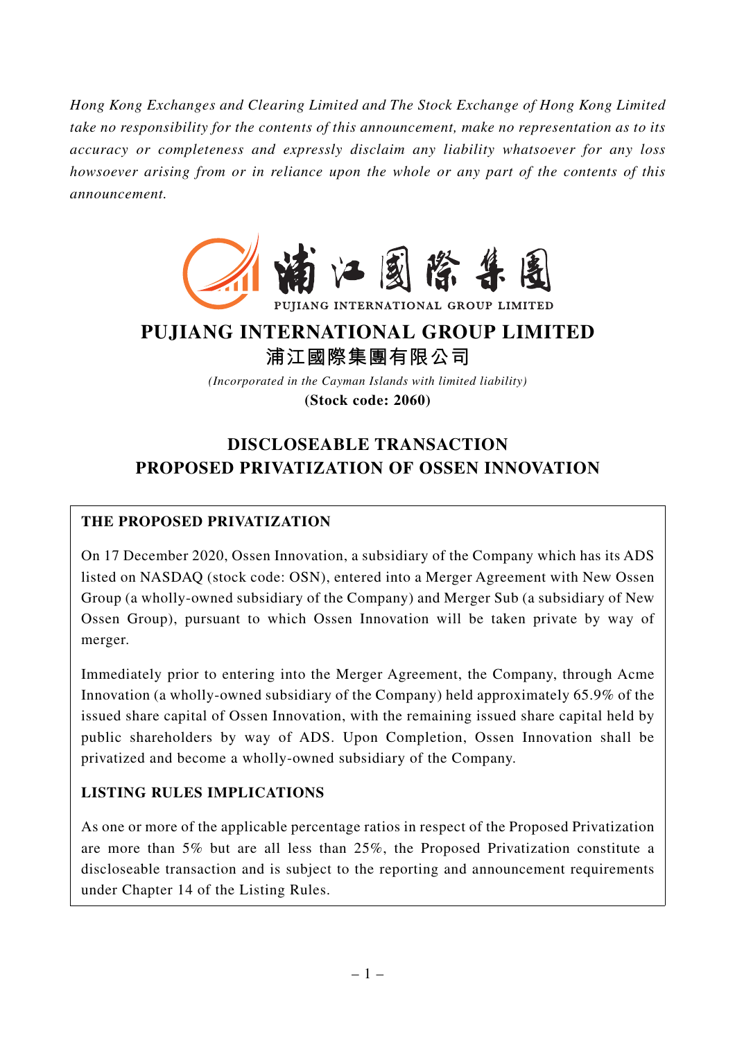*Hong Kong Exchanges and Clearing Limited and The Stock Exchange of Hong Kong Limited take no responsibility for the contents of this announcement, make no representation as to its accuracy or completeness and expressly disclaim any liability whatsoever for any loss howsoever arising from or in reliance upon the whole or any part of the contents of this announcement.*

浦江國際集團

PUJIANG INTERNATIONAL GROUP LIMITED

# PUJIANG INTERNATIONAL GROUP LIMITED
# 浦江國際集團有限公司

*(Incorporated in the Cayman Islands with limited liability)*

**(Stock code: 2060)**

## DISCLOSEABLE TRANSACTION
## PROPOSED PRIVATIZATION OF OSSEN INNOVATION

**THE PROPOSED PRIVATIZATION**

On 17 December 2020, Ossen Innovation, a subsidiary of the Company which has its ADS listed on NASDAQ (stock code: OSN), entered into a Merger Agreement with New Ossen Group (a wholly-owned subsidiary of the Company) and Merger Sub (a subsidiary of New Ossen Group), pursuant to which Ossen Innovation will be taken private by way of merger.

Immediately prior to entering into the Merger Agreement, the Company, through Acme Innovation (a wholly-owned subsidiary of the Company) held approximately 65.9% of the issued share capital of Ossen Innovation, with the remaining issued share capital held by public shareholders by way of ADS. Upon Completion, Ossen Innovation shall be privatized and become a wholly-owned subsidiary of the Company.

**LISTING RULES IMPLICATIONS**

As one or more of the applicable percentage ratios in respect of the Proposed Privatization are more than 5% but are all less than 25%, the Proposed Privatization constitute a discloseable transaction and is subject to the reporting and announcement requirements under Chapter 14 of the Listing Rules.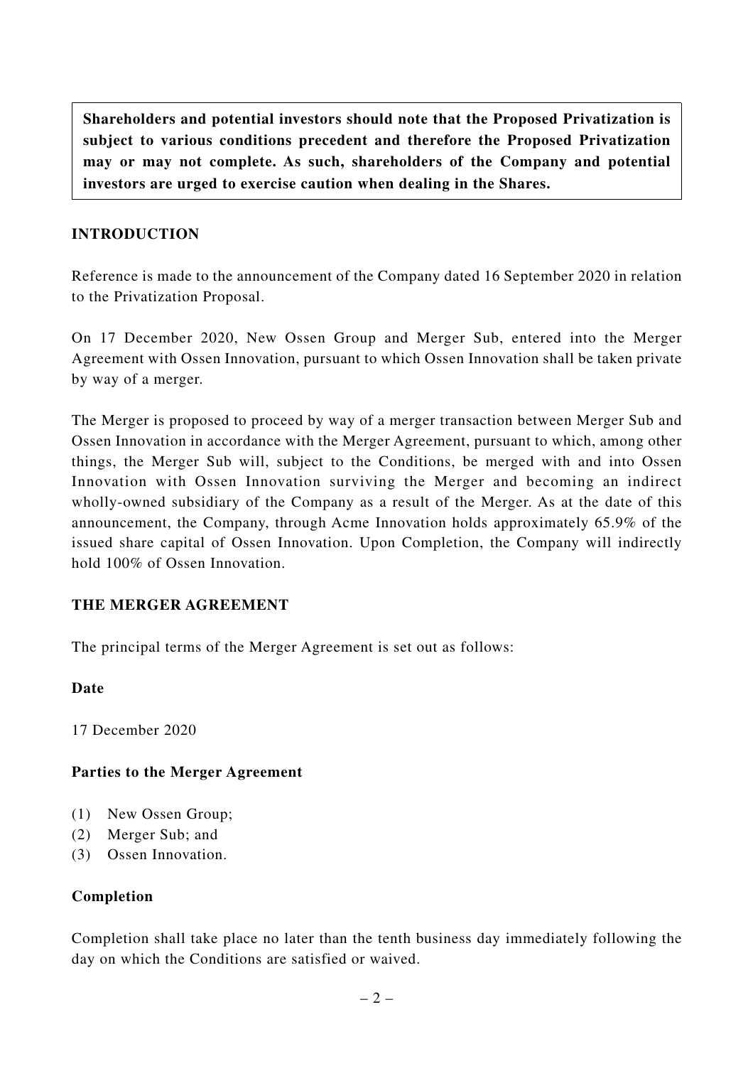**Shareholders and potential investors should note that the Proposed Privatization is subject to various conditions precedent and therefore the Proposed Privatization may or may not complete. As such, shareholders of the Company and potential investors are urged to exercise caution when dealing in the Shares.**

## INTRODUCTION

Reference is made to the announcement of the Company dated 16 September 2020 in relation to the Privatization Proposal.

On 17 December 2020, New Ossen Group and Merger Sub, entered into the Merger Agreement with Ossen Innovation, pursuant to which Ossen Innovation shall be taken private by way of a merger.

The Merger is proposed to proceed by way of a merger transaction between Merger Sub and Ossen Innovation in accordance with the Merger Agreement, pursuant to which, among other things, the Merger Sub will, subject to the Conditions, be merged with and into Ossen Innovation with Ossen Innovation surviving the Merger and becoming an indirect wholly-owned subsidiary of the Company as a result of the Merger. As at the date of this announcement, the Company, through Acme Innovation holds approximately 65.9% of the issued share capital of Ossen Innovation. Upon Completion, the Company will indirectly hold 100% of Ossen Innovation.

## THE MERGER AGREEMENT

The principal terms of the Merger Agreement is set out as follows:

### Date

17 December 2020

### Parties to the Merger Agreement

(1) New Ossen Group;
(2) Merger Sub; and
(3) Ossen Innovation.

### Completion

Completion shall take place no later than the tenth business day immediately following the day on which the Conditions are satisfied or waived.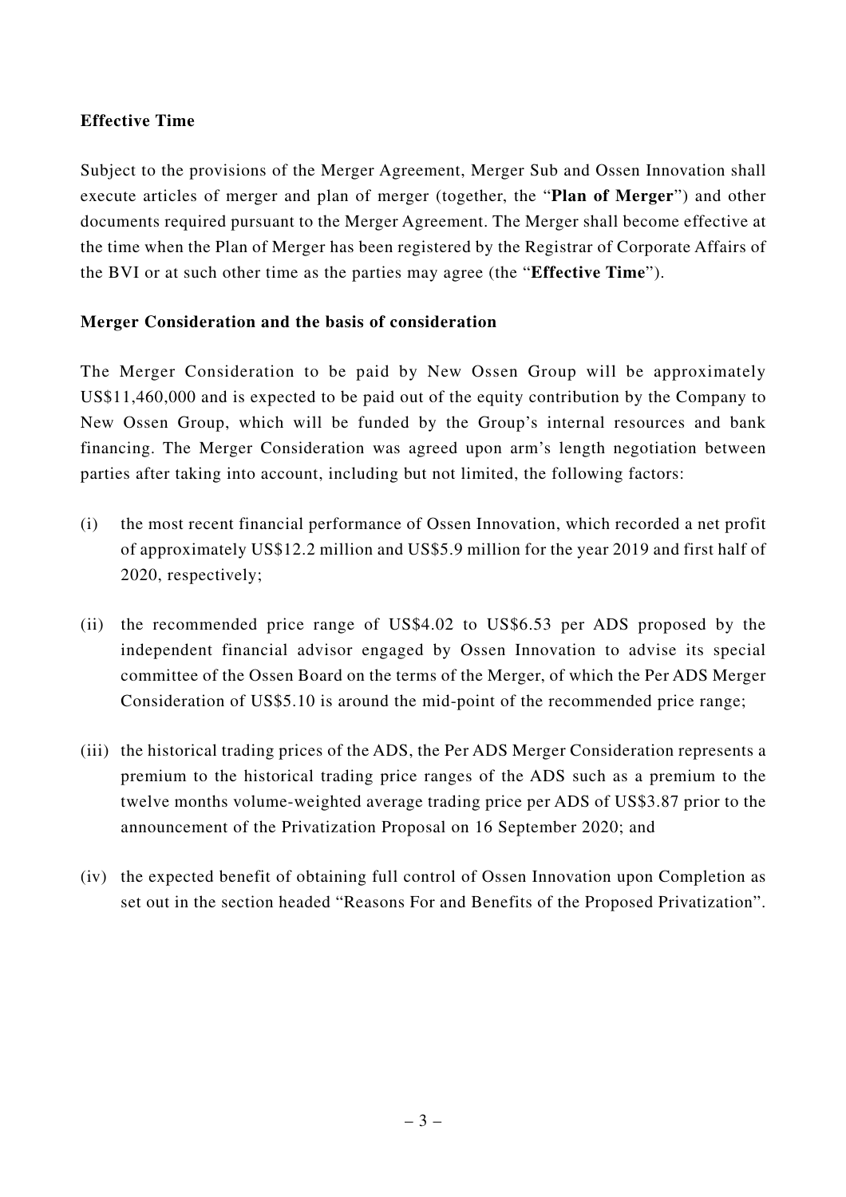**Effective Time**

Subject to the provisions of the Merger Agreement, Merger Sub and Ossen Innovation shall execute articles of merger and plan of merger (together, the "**Plan of Merger**") and other documents required pursuant to the Merger Agreement. The Merger shall become effective at the time when the Plan of Merger has been registered by the Registrar of Corporate Affairs of the BVI or at such other time as the parties may agree (the "**Effective Time**").

**Merger Consideration and the basis of consideration**

The Merger Consideration to be paid by New Ossen Group will be approximately US$11,460,000 and is expected to be paid out of the equity contribution by the Company to New Ossen Group, which will be funded by the Group's internal resources and bank financing. The Merger Consideration was agreed upon arm's length negotiation between parties after taking into account, including but not limited, the following factors:

(i) the most recent financial performance of Ossen Innovation, which recorded a net profit of approximately US$12.2 million and US$5.9 million for the year 2019 and first half of 2020, respectively;

(ii) the recommended price range of US$4.02 to US$6.53 per ADS proposed by the independent financial advisor engaged by Ossen Innovation to advise its special committee of the Ossen Board on the terms of the Merger, of which the Per ADS Merger Consideration of US$5.10 is around the mid-point of the recommended price range;

(iii) the historical trading prices of the ADS, the Per ADS Merger Consideration represents a premium to the historical trading price ranges of the ADS such as a premium to the twelve months volume-weighted average trading price per ADS of US$3.87 prior to the announcement of the Privatization Proposal on 16 September 2020; and

(iv) the expected benefit of obtaining full control of Ossen Innovation upon Completion as set out in the section headed "Reasons For and Benefits of the Proposed Privatization".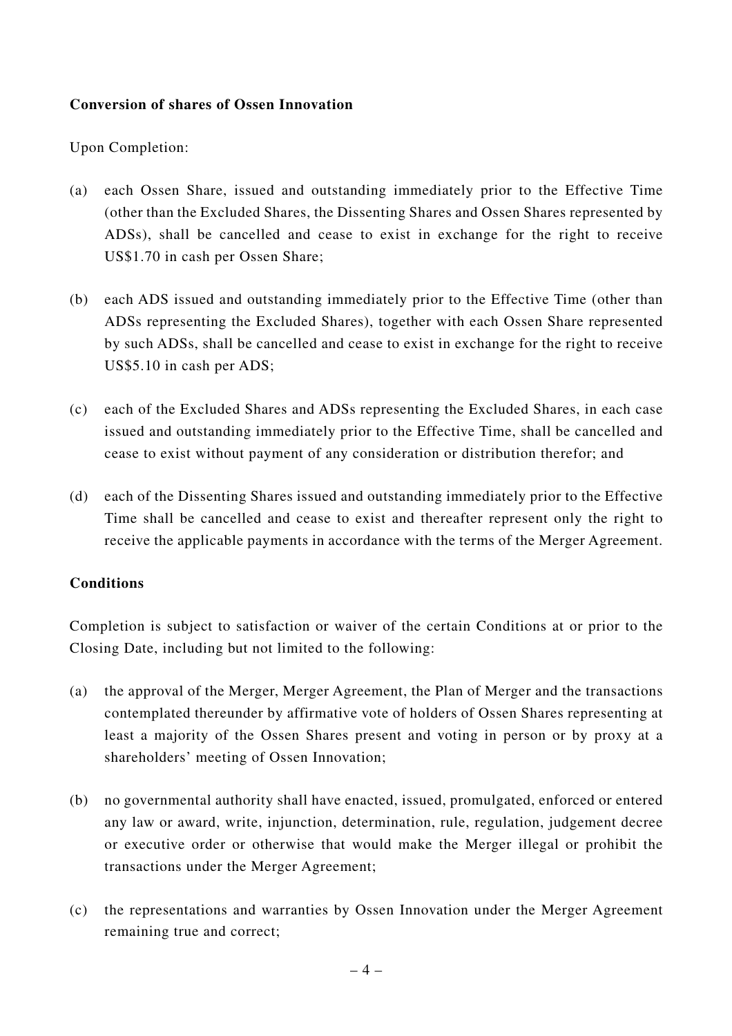**Conversion of shares of Ossen Innovation**

Upon Completion:

(a) each Ossen Share, issued and outstanding immediately prior to the Effective Time (other than the Excluded Shares, the Dissenting Shares and Ossen Shares represented by ADSs), shall be cancelled and cease to exist in exchange for the right to receive US$1.70 in cash per Ossen Share;

(b) each ADS issued and outstanding immediately prior to the Effective Time (other than ADSs representing the Excluded Shares), together with each Ossen Share represented by such ADSs, shall be cancelled and cease to exist in exchange for the right to receive US$5.10 in cash per ADS;

(c) each of the Excluded Shares and ADSs representing the Excluded Shares, in each case issued and outstanding immediately prior to the Effective Time, shall be cancelled and cease to exist without payment of any consideration or distribution therefor; and

(d) each of the Dissenting Shares issued and outstanding immediately prior to the Effective Time shall be cancelled and cease to exist and thereafter represent only the right to receive the applicable payments in accordance with the terms of the Merger Agreement.

**Conditions**

Completion is subject to satisfaction or waiver of the certain Conditions at or prior to the Closing Date, including but not limited to the following:

(a) the approval of the Merger, Merger Agreement, the Plan of Merger and the transactions contemplated thereunder by affirmative vote of holders of Ossen Shares representing at least a majority of the Ossen Shares present and voting in person or by proxy at a shareholders' meeting of Ossen Innovation;

(b) no governmental authority shall have enacted, issued, promulgated, enforced or entered any law or award, write, injunction, determination, rule, regulation, judgement decree or executive order or otherwise that would make the Merger illegal or prohibit the transactions under the Merger Agreement;

(c) the representations and warranties by Ossen Innovation under the Merger Agreement remaining true and correct;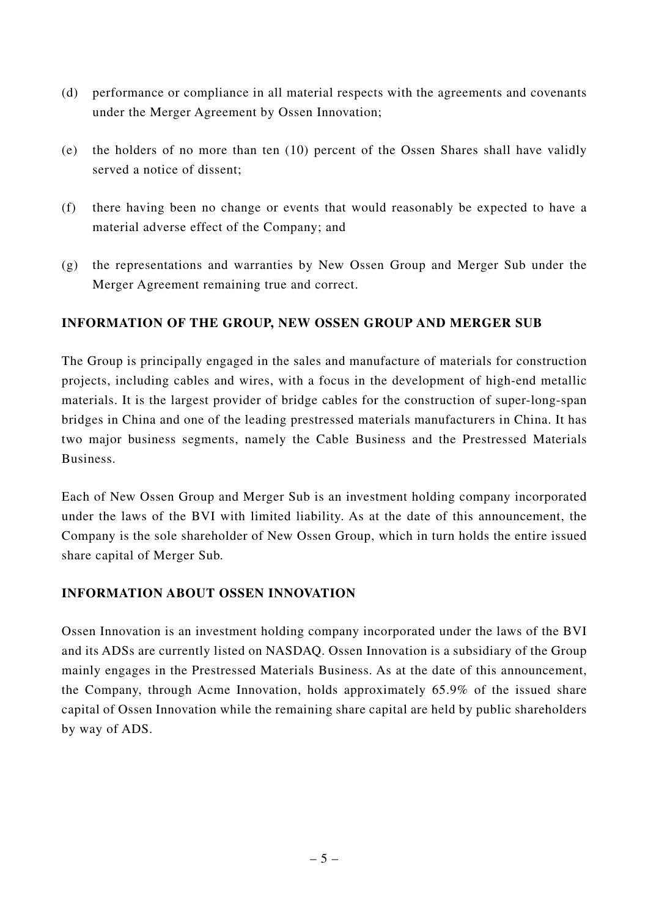(d) performance or compliance in all material respects with the agreements and covenants under the Merger Agreement by Ossen Innovation;

(e) the holders of no more than ten (10) percent of the Ossen Shares shall have validly served a notice of dissent;

(f) there having been no change or events that would reasonably be expected to have a material adverse effect of the Company; and

(g) the representations and warranties by New Ossen Group and Merger Sub under the Merger Agreement remaining true and correct.

**INFORMATION OF THE GROUP, NEW OSSEN GROUP AND MERGER SUB**

The Group is principally engaged in the sales and manufacture of materials for construction projects, including cables and wires, with a focus in the development of high-end metallic materials. It is the largest provider of bridge cables for the construction of super-long-span bridges in China and one of the leading prestressed materials manufacturers in China. It has two major business segments, namely the Cable Business and the Prestressed Materials Business.

Each of New Ossen Group and Merger Sub is an investment holding company incorporated under the laws of the BVI with limited liability. As at the date of this announcement, the Company is the sole shareholder of New Ossen Group, which in turn holds the entire issued share capital of Merger Sub.

**INFORMATION ABOUT OSSEN INNOVATION**

Ossen Innovation is an investment holding company incorporated under the laws of the BVI and its ADSs are currently listed on NASDAQ. Ossen Innovation is a subsidiary of the Group mainly engages in the Prestressed Materials Business. As at the date of this announcement, the Company, through Acme Innovation, holds approximately 65.9% of the issued share capital of Ossen Innovation while the remaining share capital are held by public shareholders by way of ADS.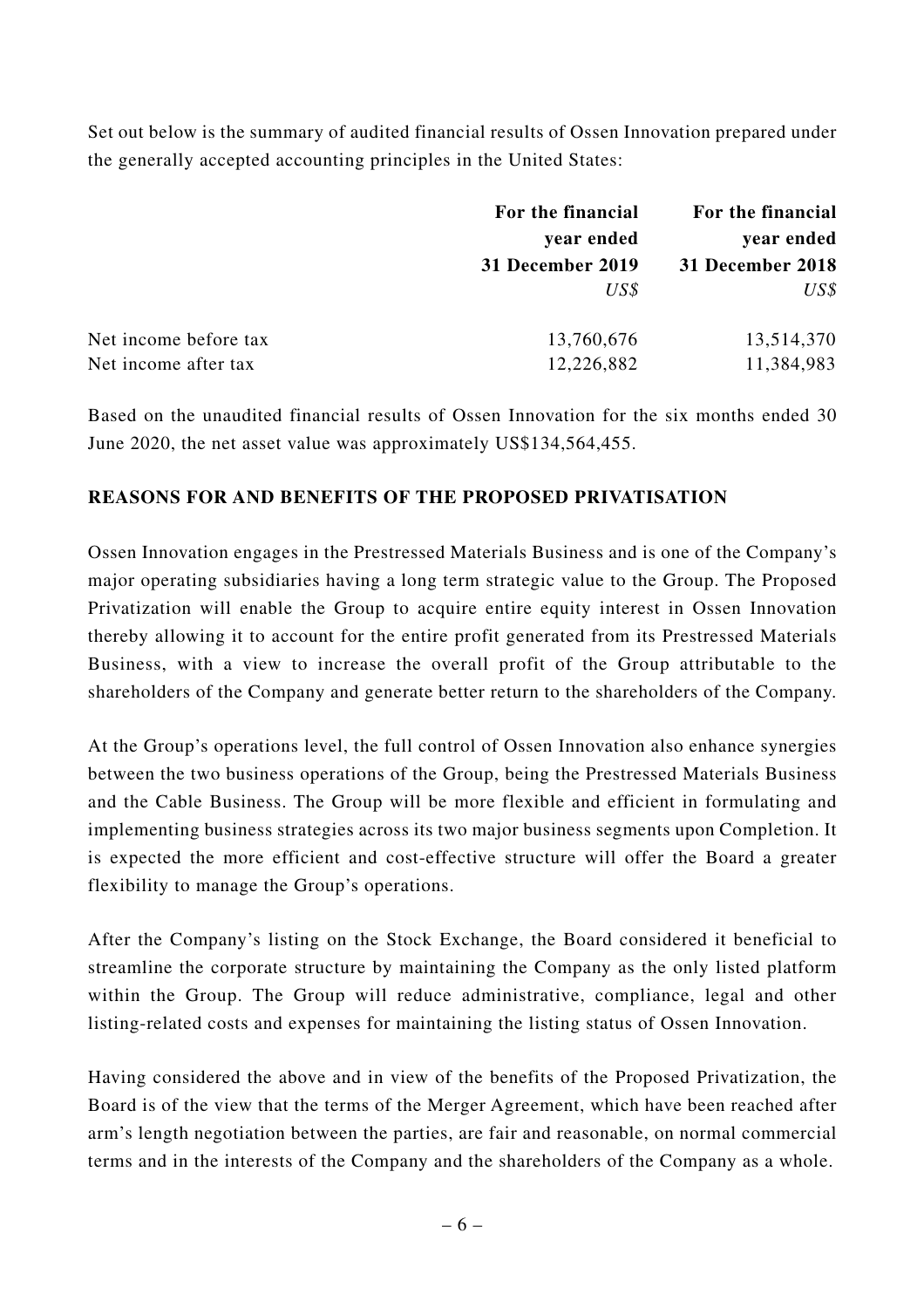Set out below is the summary of audited financial results of Ossen Innovation prepared under the generally accepted accounting principles in the United States:

| | For the financial year ended 31 December 2019 | For the financial year ended 31 December 2018 |
|---|---|---|
| | *US$* | *US$* |
| Net income before tax | 13,760,676 | 13,514,370 |
| Net income after tax | 12,226,882 | 11,384,983 |

Based on the unaudited financial results of Ossen Innovation for the six months ended 30 June 2020, the net asset value was approximately US$134,564,455.

## REASONS FOR AND BENEFITS OF THE PROPOSED PRIVATISATION

Ossen Innovation engages in the Prestressed Materials Business and is one of the Company's major operating subsidiaries having a long term strategic value to the Group. The Proposed Privatization will enable the Group to acquire entire equity interest in Ossen Innovation thereby allowing it to account for the entire profit generated from its Prestressed Materials Business, with a view to increase the overall profit of the Group attributable to the shareholders of the Company and generate better return to the shareholders of the Company.

At the Group's operations level, the full control of Ossen Innovation also enhance synergies between the two business operations of the Group, being the Prestressed Materials Business and the Cable Business. The Group will be more flexible and efficient in formulating and implementing business strategies across its two major business segments upon Completion. It is expected the more efficient and cost-effective structure will offer the Board a greater flexibility to manage the Group's operations.

After the Company's listing on the Stock Exchange, the Board considered it beneficial to streamline the corporate structure by maintaining the Company as the only listed platform within the Group. The Group will reduce administrative, compliance, legal and other listing-related costs and expenses for maintaining the listing status of Ossen Innovation.

Having considered the above and in view of the benefits of the Proposed Privatization, the Board is of the view that the terms of the Merger Agreement, which have been reached after arm's length negotiation between the parties, are fair and reasonable, on normal commercial terms and in the interests of the Company and the shareholders of the Company as a whole.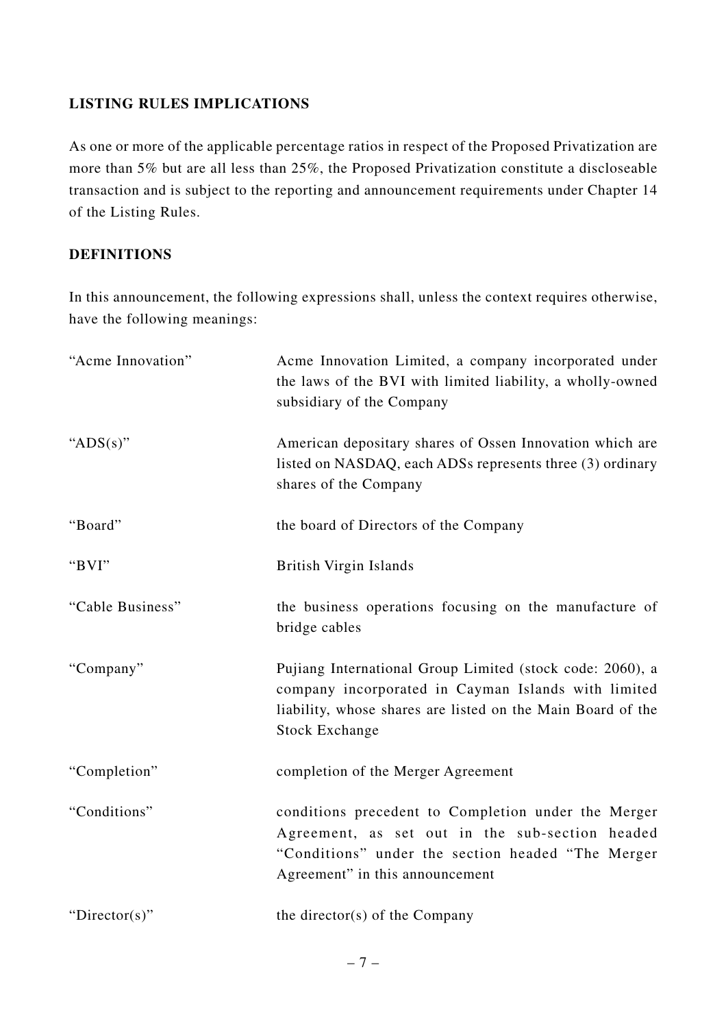## LISTING RULES IMPLICATIONS

As one or more of the applicable percentage ratios in respect of the Proposed Privatization are more than 5% but are all less than 25%, the Proposed Privatization constitute a discloseable transaction and is subject to the reporting and announcement requirements under Chapter 14 of the Listing Rules.

## DEFINITIONS

In this announcement, the following expressions shall, unless the context requires otherwise, have the following meanings:

| | |
|---|---|
| "Acme Innovation" | Acme Innovation Limited, a company incorporated under the laws of the BVI with limited liability, a wholly-owned subsidiary of the Company |
| "ADS(s)" | American depositary shares of Ossen Innovation which are listed on NASDAQ, each ADSs represents three (3) ordinary shares of the Company |
| "Board" | the board of Directors of the Company |
| "BVI" | British Virgin Islands |
| "Cable Business" | the business operations focusing on the manufacture of bridge cables |
| "Company" | Pujiang International Group Limited (stock code: 2060), a company incorporated in Cayman Islands with limited liability, whose shares are listed on the Main Board of the Stock Exchange |
| "Completion" | completion of the Merger Agreement |
| "Conditions" | conditions precedent to Completion under the Merger Agreement, as set out in the sub-section headed "Conditions" under the section headed "The Merger Agreement" in this announcement |
| "Director(s)" | the director(s) of the Company |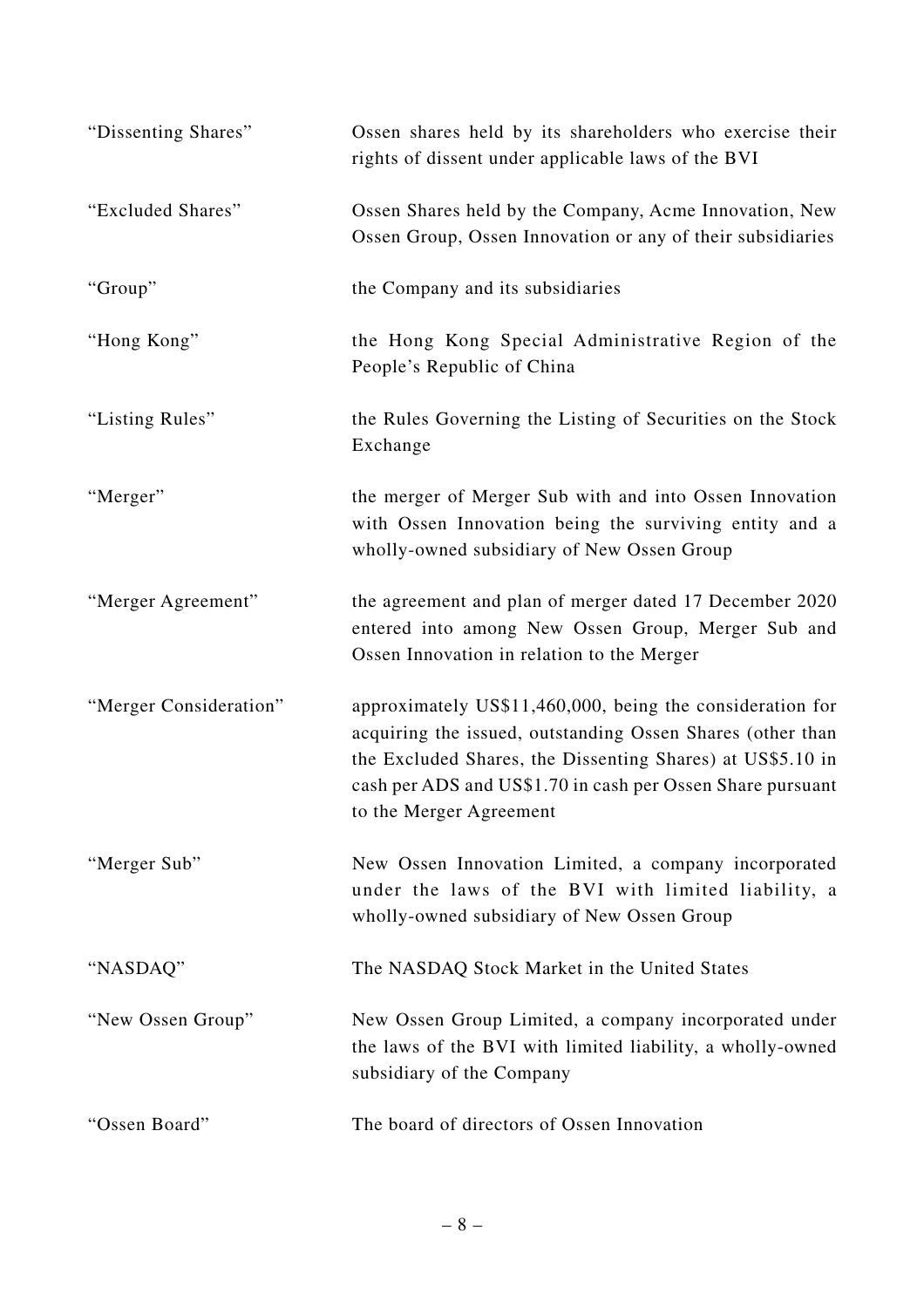| | |
|---|---|
| "Dissenting Shares" | Ossen shares held by its shareholders who exercise their rights of dissent under applicable laws of the BVI |
| "Excluded Shares" | Ossen Shares held by the Company, Acme Innovation, New Ossen Group, Ossen Innovation or any of their subsidiaries |
| "Group" | the Company and its subsidiaries |
| "Hong Kong" | the Hong Kong Special Administrative Region of the People's Republic of China |
| "Listing Rules" | the Rules Governing the Listing of Securities on the Stock Exchange |
| "Merger" | the merger of Merger Sub with and into Ossen Innovation with Ossen Innovation being the surviving entity and a wholly-owned subsidiary of New Ossen Group |
| "Merger Agreement" | the agreement and plan of merger dated 17 December 2020 entered into among New Ossen Group, Merger Sub and Ossen Innovation in relation to the Merger |
| "Merger Consideration" | approximately US$11,460,000, being the consideration for acquiring the issued, outstanding Ossen Shares (other than the Excluded Shares, the Dissenting Shares) at US$5.10 in cash per ADS and US$1.70 in cash per Ossen Share pursuant to the Merger Agreement |
| "Merger Sub" | New Ossen Innovation Limited, a company incorporated under the laws of the BVI with limited liability, a wholly-owned subsidiary of New Ossen Group |
| "NASDAQ" | The NASDAQ Stock Market in the United States |
| "New Ossen Group" | New Ossen Group Limited, a company incorporated under the laws of the BVI with limited liability, a wholly-owned subsidiary of the Company |
| "Ossen Board" | The board of directors of Ossen Innovation |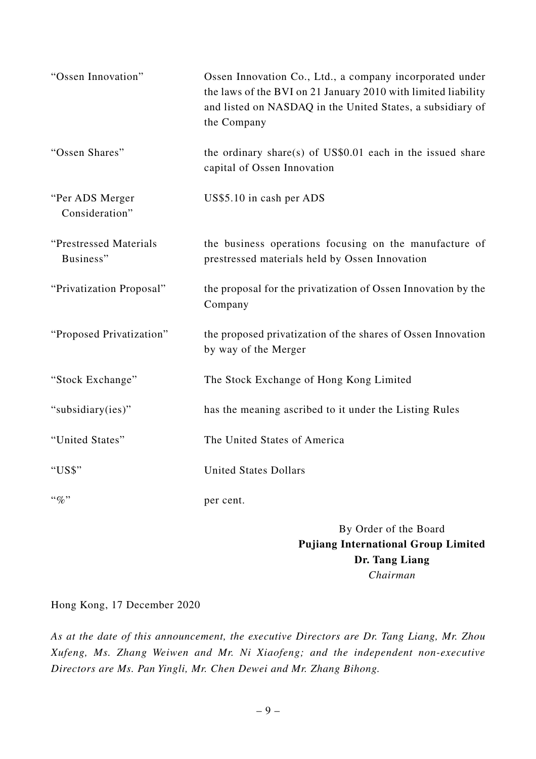| | |
|---|---|
| "Ossen Innovation" | Ossen Innovation Co., Ltd., a company incorporated under the laws of the BVI on 21 January 2010 with limited liability and listed on NASDAQ in the United States, a subsidiary of the Company |
| "Ossen Shares" | the ordinary share(s) of US$0.01 each in the issued share capital of Ossen Innovation |
| "Per ADS Merger Consideration" | US$5.10 in cash per ADS |
| "Prestressed Materials Business" | the business operations focusing on the manufacture of prestressed materials held by Ossen Innovation |
| "Privatization Proposal" | the proposal for the privatization of Ossen Innovation by the Company |
| "Proposed Privatization" | the proposed privatization of the shares of Ossen Innovation by way of the Merger |
| "Stock Exchange" | The Stock Exchange of Hong Kong Limited |
| "subsidiary(ies)" | has the meaning ascribed to it under the Listing Rules |
| "United States" | The United States of America |
| "US$" | United States Dollars |
| "%" | per cent. |

By Order of the Board
**Pujiang International Group Limited**
**Dr. Tang Liang**
*Chairman*

Hong Kong, 17 December 2020

*As at the date of this announcement, the executive Directors are Dr. Tang Liang, Mr. Zhou Xufeng, Ms. Zhang Weiwen and Mr. Ni Xiaofeng; and the independent non-executive Directors are Ms. Pan Yingli, Mr. Chen Dewei and Mr. Zhang Bihong.*